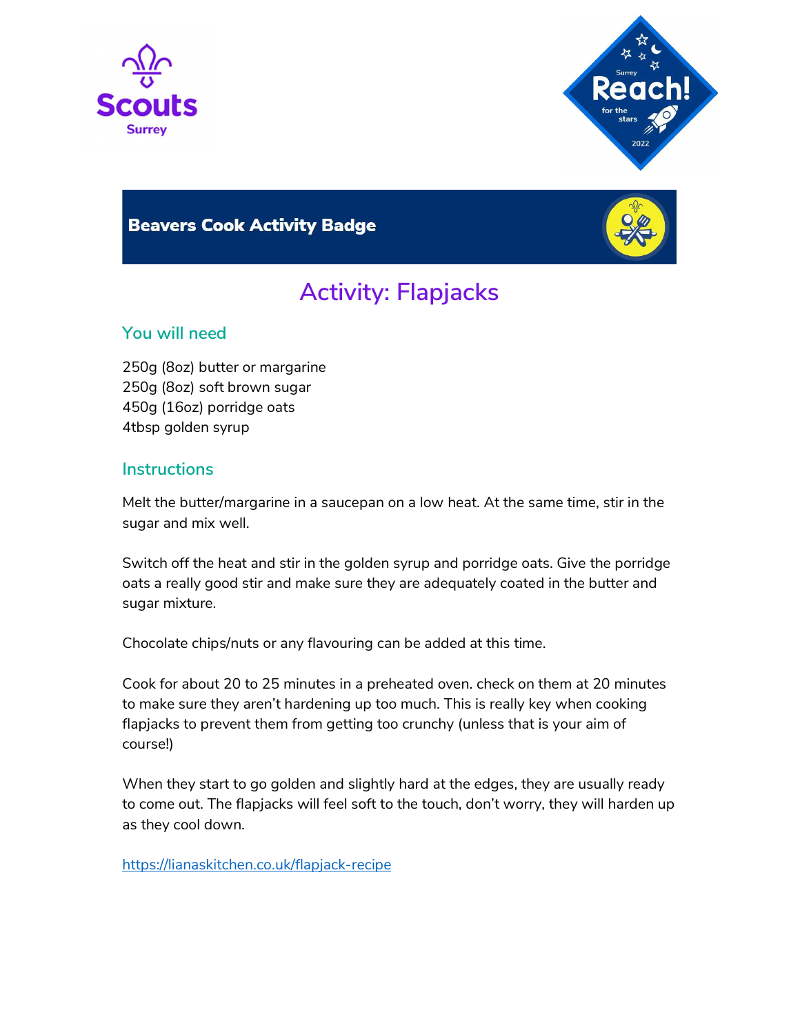**Beavers Cook Activity Badge**

# Activity: Flapjacks

## You will need

250g (8oz) butter or margarine
250g (8oz) soft brown sugar
450g (16oz) porridge oats
4tbsp golden syrup

## Instructions

Melt the butter/margarine in a saucepan on a low heat. At the same time, stir in the sugar and mix well.

Switch off the heat and stir in the golden syrup and porridge oats. Give the porridge oats a really good stir and make sure they are adequately coated in the butter and sugar mixture.

Chocolate chips/nuts or any flavouring can be added at this time.

Cook for about 20 to 25 minutes in a preheated oven. check on them at 20 minutes to make sure they aren't hardening up too much. This is really key when cooking flapjacks to prevent them from getting too crunchy (unless that is your aim of course!)

When they start to go golden and slightly hard at the edges, they are usually ready to come out. The flapjacks will feel soft to the touch, don't worry, they will harden up as they cool down.

https://lianaskitchen.co.uk/flapjack-recipe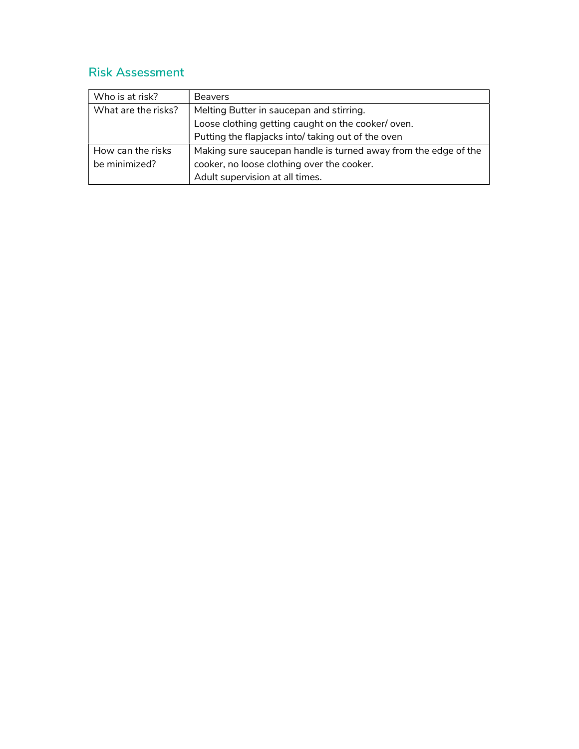## Risk Assessment

| | |
|---|---|
| Who is at risk? | Beavers |
| What are the risks? | Melting Butter in saucepan and stirring.<br>Loose clothing getting caught on the cooker/ oven.<br>Putting the flapjacks into/ taking out of the oven |
| How can the risks be minimized? | Making sure saucepan handle is turned away from the edge of the cooker, no loose clothing over the cooker.<br>Adult supervision at all times. |